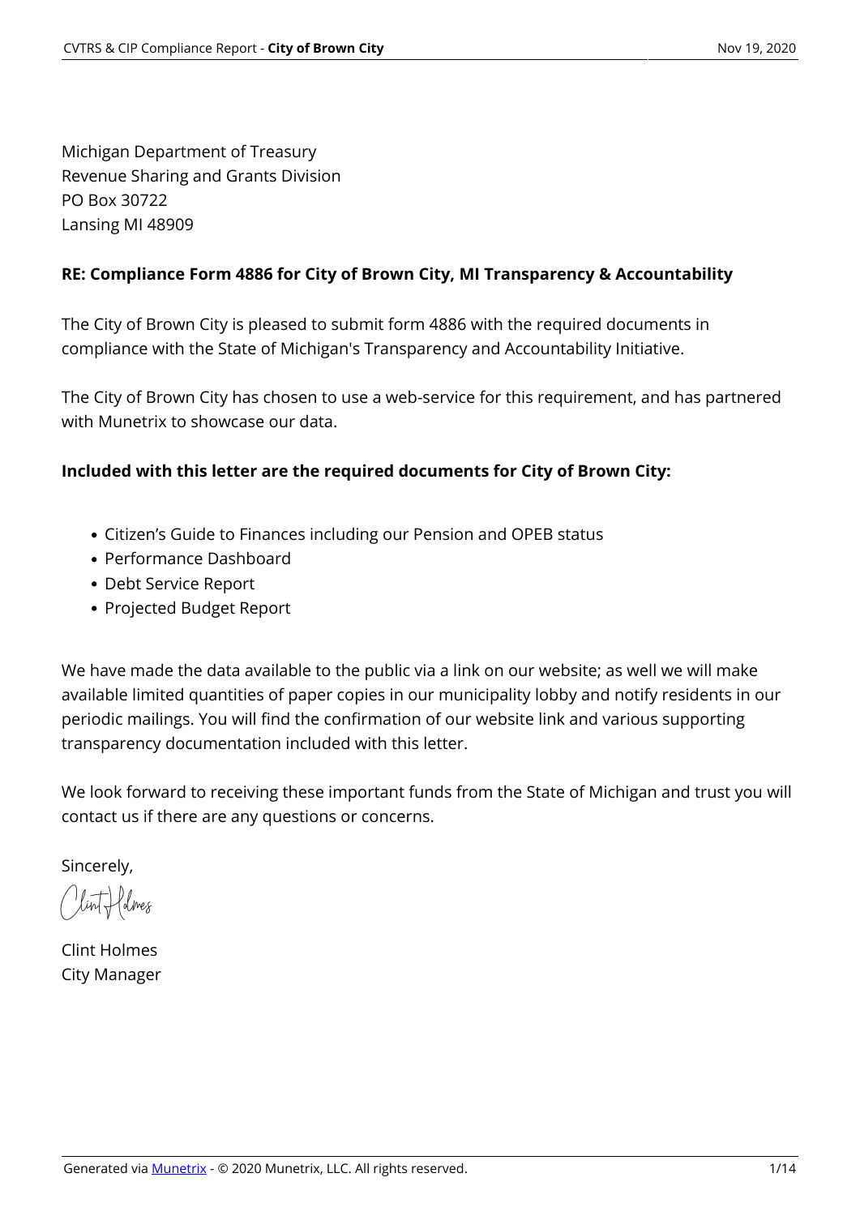Michigan Department of Treasury
Revenue Sharing and Grants Division
PO Box 30722
Lansing MI 48909

**RE: Compliance Form 4886 for City of Brown City, MI Transparency & Accountability**

The City of Brown City is pleased to submit form 4886 with the required documents in compliance with the State of Michigan's Transparency and Accountability Initiative.

The City of Brown City has chosen to use a web-service for this requirement, and has partnered with Munetrix to showcase our data.

**Included with this letter are the required documents for City of Brown City:**

- Citizen's Guide to Finances including our Pension and OPEB status
- Performance Dashboard
- Debt Service Report
- Projected Budget Report

We have made the data available to the public via a link on our website; as well we will make available limited quantities of paper copies in our municipality lobby and notify residents in our periodic mailings. You will find the confirmation of our website link and various supporting transparency documentation included with this letter.

We look forward to receiving these important funds from the State of Michigan and trust you will contact us if there are any questions or concerns.

Sincerely,

Clint Holmes

Clint Holmes
City Manager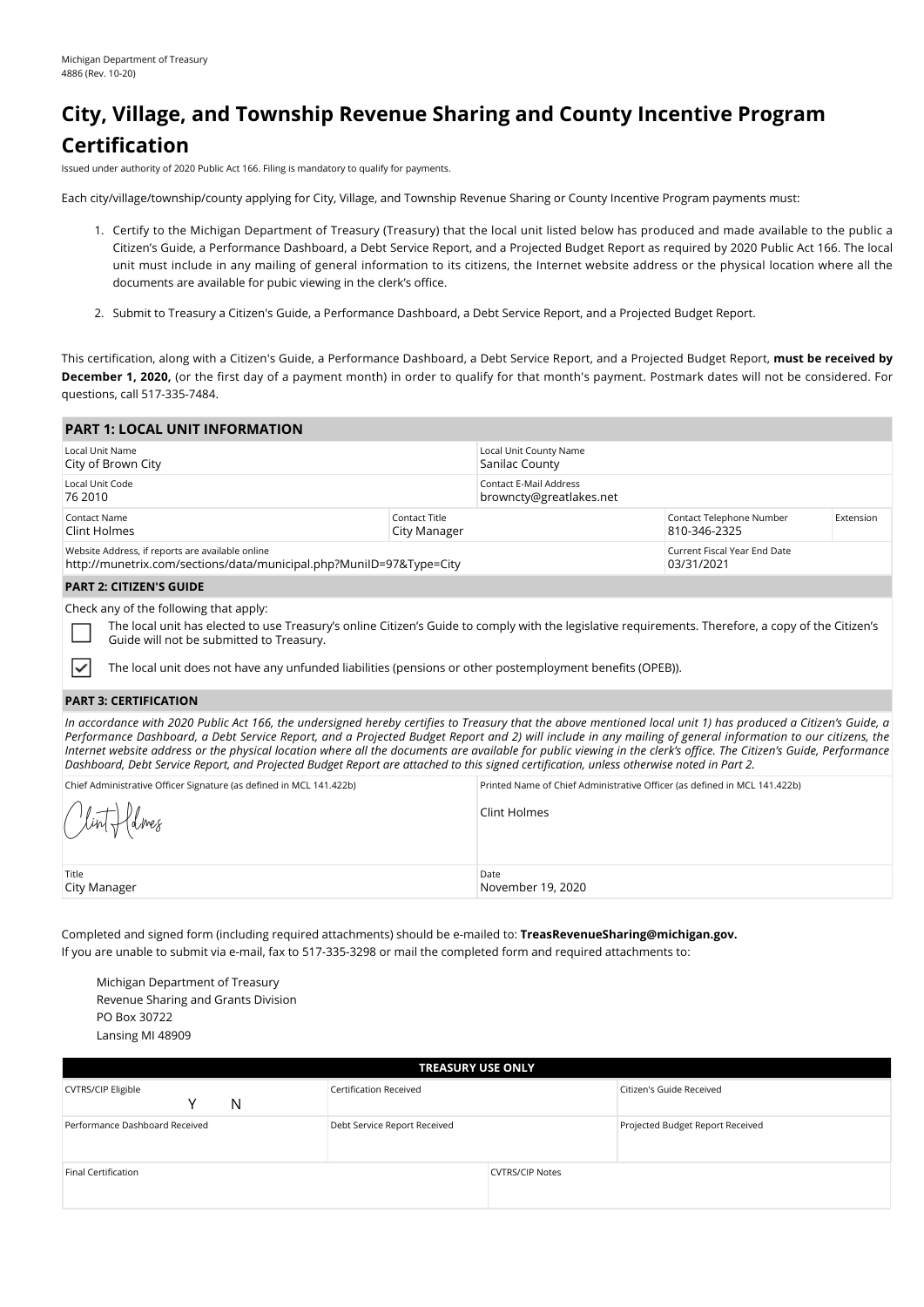Michigan Department of Treasury
4886 (Rev. 10-20)

# City, Village, and Township Revenue Sharing and County Incentive Program Certification

Issued under authority of 2020 Public Act 166. Filing is mandatory to qualify for payments.

Each city/village/township/county applying for City, Village, and Township Revenue Sharing or County Incentive Program payments must:

1. Certify to the Michigan Department of Treasury (Treasury) that the local unit listed below has produced and made available to the public a Citizen's Guide, a Performance Dashboard, a Debt Service Report, and a Projected Budget Report as required by 2020 Public Act 166. The local unit must include in any mailing of general information to its citizens, the Internet website address or the physical location where all the documents are available for pubic viewing in the clerk's office.
2. Submit to Treasury a Citizen's Guide, a Performance Dashboard, a Debt Service Report, and a Projected Budget Report.

This certification, along with a Citizen's Guide, a Performance Dashboard, a Debt Service Report, and a Projected Budget Report, **must be received by December 1, 2020,** (or the first day of a payment month) in order to qualify for that month's payment. Postmark dates will not be considered. For questions, call 517-335-7484.

## PART 1: LOCAL UNIT INFORMATION

| Local Unit Name | | Local Unit County Name | |
|---|---|---|---|
| City of Brown City | | Sanilac County | |
| **Local Unit Code** | | **Contact E-Mail Address** | |
| 76 2010 | | brownctY@greatlakes.net | |
| **Contact Name** | **Contact Title** | **Contact Telephone Number** | **Extension** |
| Clint Holmes | City Manager | 810-346-2325 | |
| **Website Address, if reports are available online** | | **Current Fiscal Year End Date** | |
| http://munetrix.com/sections/data/municipal.php?MuniID=97&Type=City | | 03/31/2021 | |

## PART 2: CITIZEN'S GUIDE

Check any of the following that apply:

- [ ] The local unit has elected to use Treasury's online Citizen's Guide to comply with the legislative requirements. Therefore, a copy of the Citizen's Guide will not be submitted to Treasury.
- [x] The local unit does not have any unfunded liabilities (pensions or other postemployment benefits (OPEB)).

## PART 3: CERTIFICATION

*In accordance with 2020 Public Act 166, the undersigned hereby certifies to Treasury that the above mentioned local unit 1) has produced a Citizen's Guide, a Performance Dashboard, a Debt Service Report, and a Projected Budget Report and 2) will include in any mailing of general information to our citizens, the Internet website address or the physical location where all the documents are available for public viewing in the clerk's office. The Citizen's Guide, Performance Dashboard, Debt Service Report, and Projected Budget Report are attached to this signed certification, unless otherwise noted in Part 2.*

| Chief Administrative Officer Signature (as defined in MCL 141.422b) | Printed Name of Chief Administrative Officer (as defined in MCL 141.422b) |
|---|---|
| Clint Holmes | Clint Holmes |
| **Title** | **Date** |
| City Manager | November 19, 2020 |

Completed and signed form (including required attachments) should be e-mailed to: **TreasRevenueSharing@michigan.gov.**
If you are unable to submit via e-mail, fax to 517-335-3298 or mail the completed form and required attachments to:

Michigan Department of Treasury
Revenue Sharing and Grants Division
PO Box 30722
Lansing MI 48909

| TREASURY USE ONLY | | |
|---|---|---|
| CVTRS/CIP Eligible Y N | Certification Received | Citizen's Guide Received |
| Performance Dashboard Received | Debt Service Report Received | Projected Budget Report Received |
| Final Certification | CVTRS/CIP Notes | |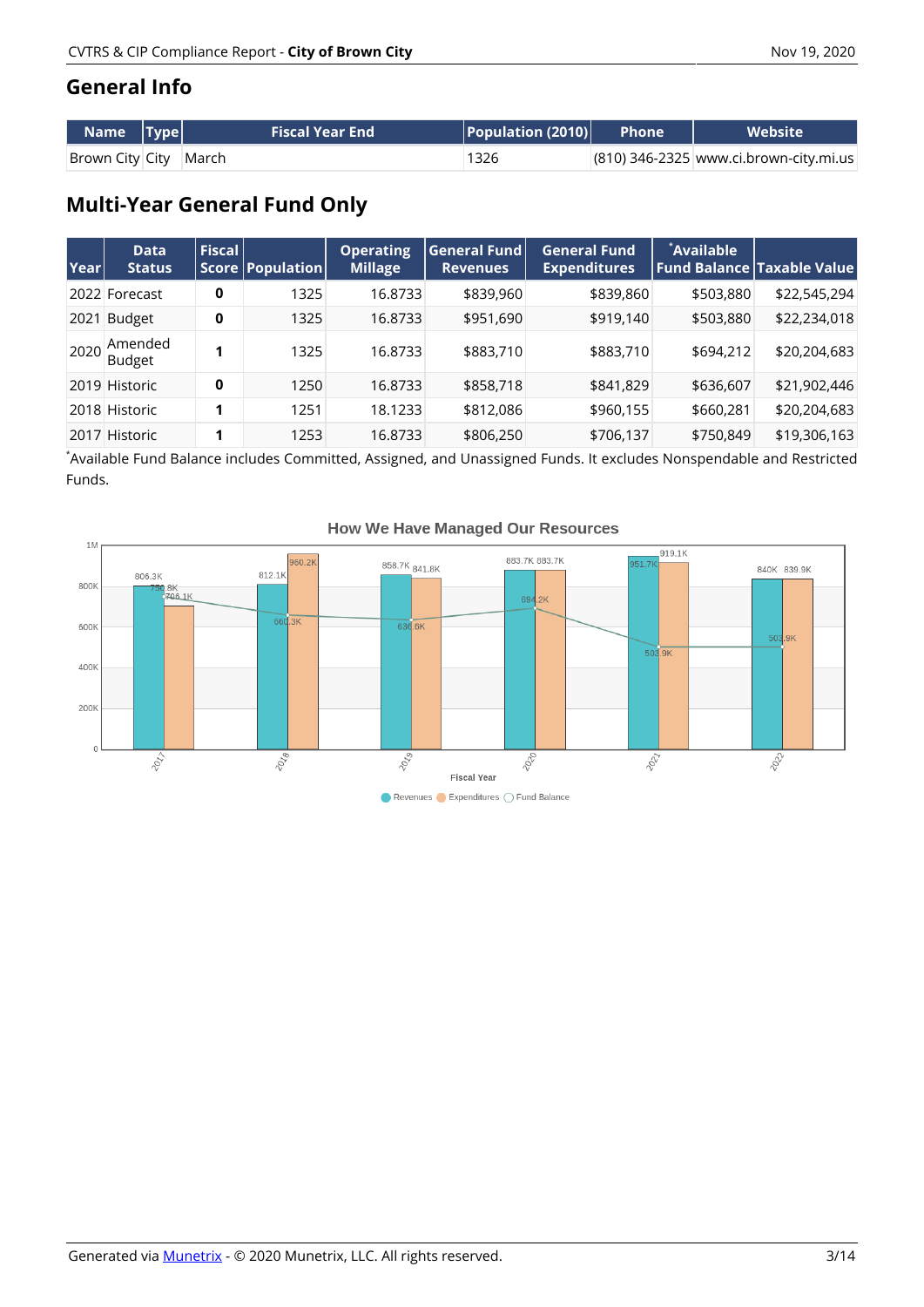## General Info

| Name | Type | Fiscal Year End | Population (2010) | Phone | Website |
|---|---|---|---|---|---|
| Brown City | City | March | 1326 | (810) 346-2325 | www.ci.brown-city.mi.us |

## Multi-Year General Fund Only

| Year | Data Status | Fiscal Score | Population | Operating Millage | General Fund Revenues | General Fund Expenditures | *Available Fund Balance | Taxable Value |
|---|---|---|---|---|---|---|---|---|
| 2022 | Forecast | **0** | 1325 | 16.8733 | $839,960 | $839,860 | $503,880 | $22,545,294 |
| 2021 | Budget | **0** | 1325 | 16.8733 | $951,690 | $919,140 | $503,880 | $22,234,018 |
| 2020 | Amended Budget | **1** | 1325 | 16.8733 | $883,710 | $883,710 | $694,212 | $20,204,683 |
| 2019 | Historic | **0** | 1250 | 16.8733 | $858,718 | $841,829 | $636,607 | $21,902,446 |
| 2018 | Historic | **1** | 1251 | 18.1233 | $812,086 | $960,155 | $660,281 | $20,204,683 |
| 2017 | Historic | **1** | 1253 | 16.8733 | $806,250 | $706,137 | $750,849 | $19,306,163 |

*Available Fund Balance includes Committed, Assigned, and Unassigned Funds. It excludes Nonspendable and Restricted Funds.

### How We Have Managed Our Resources

| Fiscal Year | Revenues | Expenditures | Fund Balance |
|---|---|---|---|
| 2017 | 806.3K | 706.1K | 750.8K |
| 2018 | 812.1K | 960.2K | 660.3K |
| 2019 | 858.7K | 841.8K | 636.6K |
| 2020 | 883.7K | 883.7K | 694.2K |
| 2021 | 951.7K | 919.1K | 503.9K |
| 2022 | 840K | 839.9K | 503.9K |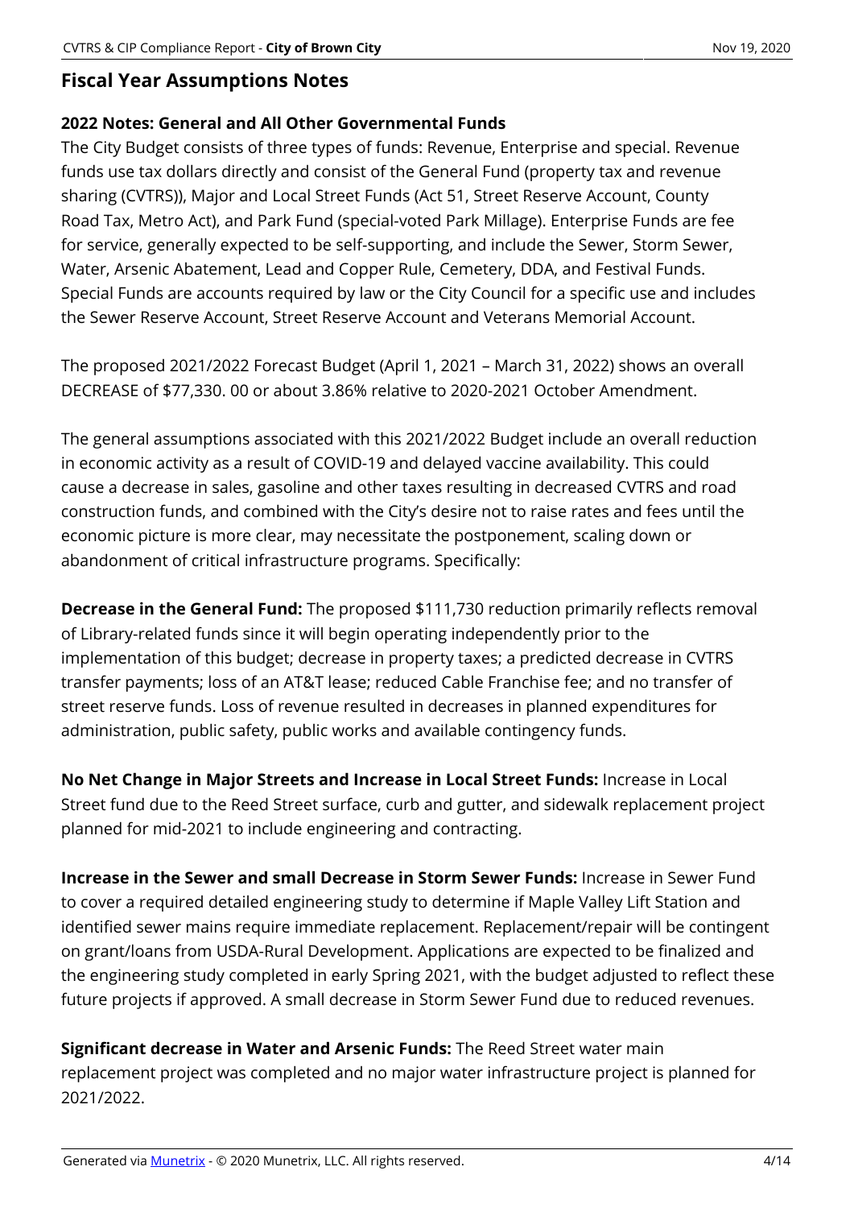## Fiscal Year Assumptions Notes

### 2022 Notes: General and All Other Governmental Funds

The City Budget consists of three types of funds: Revenue, Enterprise and special. Revenue funds use tax dollars directly and consist of the General Fund (property tax and revenue sharing (CVTRS)), Major and Local Street Funds (Act 51, Street Reserve Account, County Road Tax, Metro Act), and Park Fund (special-voted Park Millage). Enterprise Funds are fee for service, generally expected to be self-supporting, and include the Sewer, Storm Sewer, Water, Arsenic Abatement, Lead and Copper Rule, Cemetery, DDA, and Festival Funds. Special Funds are accounts required by law or the City Council for a specific use and includes the Sewer Reserve Account, Street Reserve Account and Veterans Memorial Account.

The proposed 2021/2022 Forecast Budget (April 1, 2021 – March 31, 2022) shows an overall DECREASE of $77,330. 00 or about 3.86% relative to 2020-2021 October Amendment.

The general assumptions associated with this 2021/2022 Budget include an overall reduction in economic activity as a result of COVID-19 and delayed vaccine availability. This could cause a decrease in sales, gasoline and other taxes resulting in decreased CVTRS and road construction funds, and combined with the City's desire not to raise rates and fees until the economic picture is more clear, may necessitate the postponement, scaling down or abandonment of critical infrastructure programs. Specifically:

**Decrease in the General Fund:** The proposed $111,730 reduction primarily reflects removal of Library-related funds since it will begin operating independently prior to the implementation of this budget; decrease in property taxes; a predicted decrease in CVTRS transfer payments; loss of an AT&T lease; reduced Cable Franchise fee; and no transfer of street reserve funds. Loss of revenue resulted in decreases in planned expenditures for administration, public safety, public works and available contingency funds.

**No Net Change in Major Streets and Increase in Local Street Funds:** Increase in Local Street fund due to the Reed Street surface, curb and gutter, and sidewalk replacement project planned for mid-2021 to include engineering and contracting.

**Increase in the Sewer and small Decrease in Storm Sewer Funds:** Increase in Sewer Fund to cover a required detailed engineering study to determine if Maple Valley Lift Station and identified sewer mains require immediate replacement. Replacement/repair will be contingent on grant/loans from USDA-Rural Development. Applications are expected to be finalized and the engineering study completed in early Spring 2021, with the budget adjusted to reflect these future projects if approved. A small decrease in Storm Sewer Fund due to reduced revenues.

**Significant decrease in Water and Arsenic Funds:** The Reed Street water main replacement project was completed and no major water infrastructure project is planned for 2021/2022.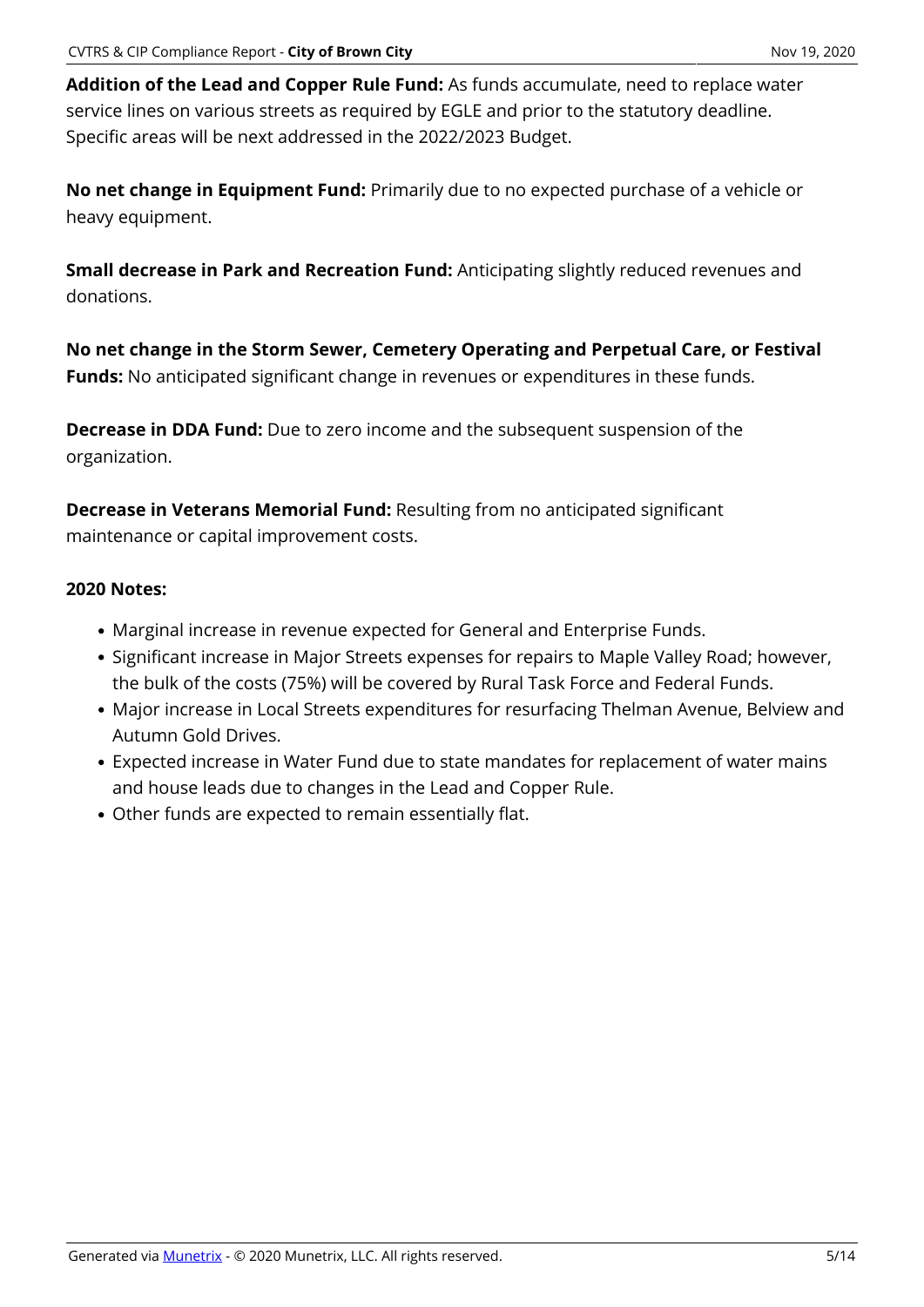**Addition of the Lead and Copper Rule Fund:** As funds accumulate, need to replace water service lines on various streets as required by EGLE and prior to the statutory deadline. Specific areas will be next addressed in the 2022/2023 Budget.

**No net change in Equipment Fund:** Primarily due to no expected purchase of a vehicle or heavy equipment.

**Small decrease in Park and Recreation Fund:** Anticipating slightly reduced revenues and donations.

**No net change in the Storm Sewer, Cemetery Operating and Perpetual Care, or Festival Funds:** No anticipated significant change in revenues or expenditures in these funds.

**Decrease in DDA Fund:** Due to zero income and the subsequent suspension of the organization.

**Decrease in Veterans Memorial Fund:** Resulting from no anticipated significant maintenance or capital improvement costs.

**2020 Notes:**

- Marginal increase in revenue expected for General and Enterprise Funds.
- Significant increase in Major Streets expenses for repairs to Maple Valley Road; however, the bulk of the costs (75%) will be covered by Rural Task Force and Federal Funds.
- Major increase in Local Streets expenditures for resurfacing Thelman Avenue, Belview and Autumn Gold Drives.
- Expected increase in Water Fund due to state mandates for replacement of water mains and house leads due to changes in the Lead and Copper Rule.
- Other funds are expected to remain essentially flat.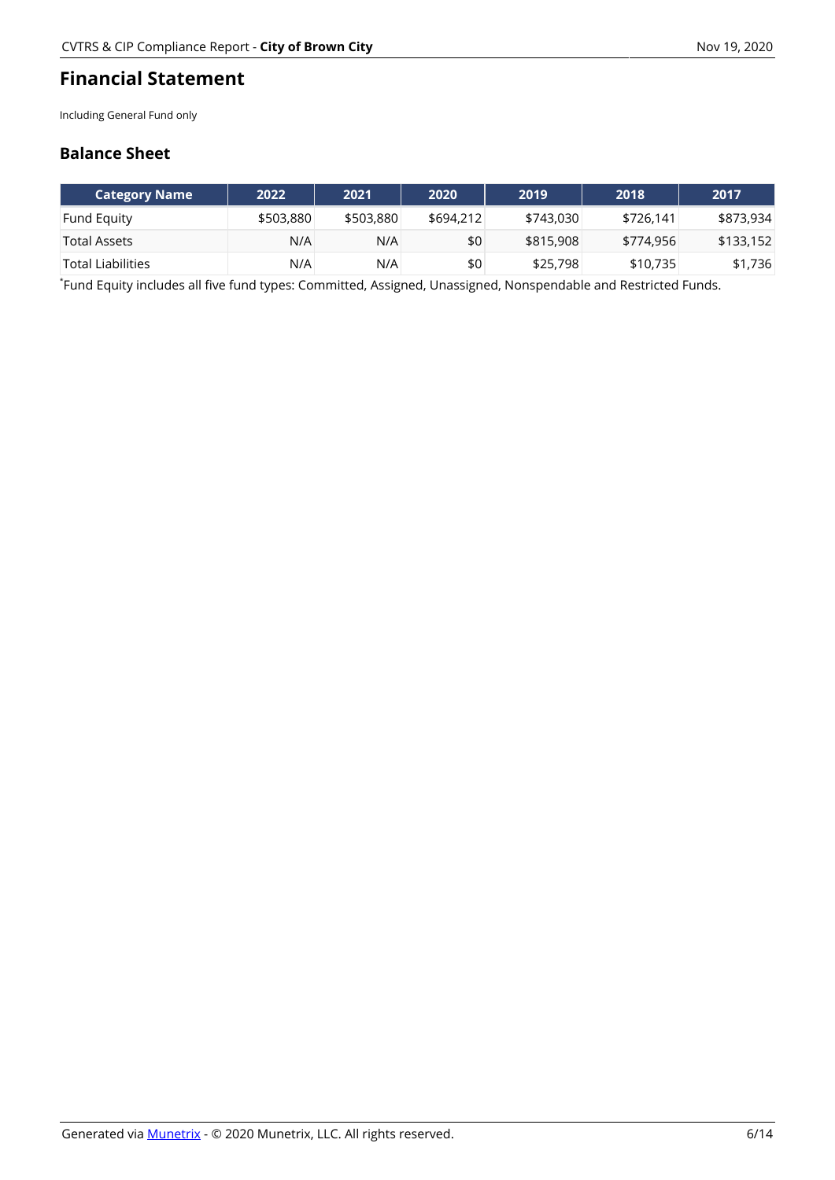# Financial Statement

Including General Fund only

## Balance Sheet

| Category Name | 2022 | 2021 | 2020 | 2019 | 2018 | 2017 |
|---|---|---|---|---|---|---|
| Fund Equity | $503,880 | $503,880 | $694,212 | $743,030 | $726,141 | $873,934 |
| Total Assets | N/A | N/A | $0 | $815,908 | $774,956 | $133,152 |
| Total Liabilities | N/A | N/A | $0 | $25,798 | $10,735 | $1,736 |

*Fund Equity includes all five fund types: Committed, Assigned, Unassigned, Nonspendable and Restricted Funds.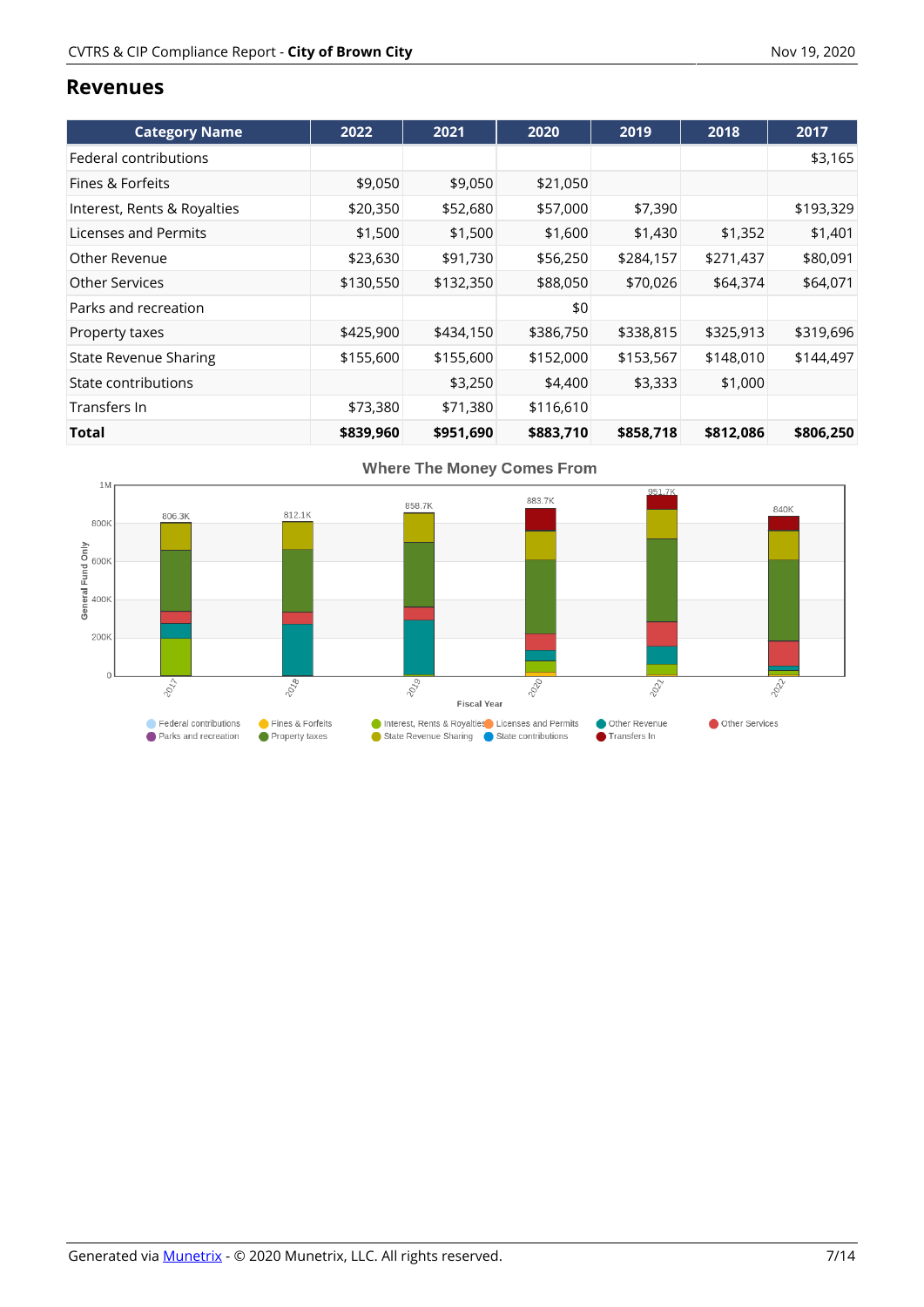## Revenues

| Category Name | 2022 | 2021 | 2020 | 2019 | 2018 | 2017 |
|---|---|---|---|---|---|---|
| Federal contributions | | | | | | $3,165 |
| Fines & Forfeits | $9,050 | $9,050 | $21,050 | | | |
| Interest, Rents & Royalties | $20,350 | $52,680 | $57,000 | $7,390 | | $193,329 |
| Licenses and Permits | $1,500 | $1,500 | $1,600 | $1,430 | $1,352 | $1,401 |
| Other Revenue | $23,630 | $91,730 | $56,250 | $284,157 | $271,437 | $80,091 |
| Other Services | $130,550 | $132,350 | $88,050 | $70,026 | $64,374 | $64,071 |
| Parks and recreation | | | $0 | | | |
| Property taxes | $425,900 | $434,150 | $386,750 | $338,815 | $325,913 | $319,696 |
| State Revenue Sharing | $155,600 | $155,600 | $152,000 | $153,567 | $148,010 | $144,497 |
| State contributions | | $3,250 | $4,400 | $3,333 | $1,000 | |
| Transfers In | $73,380 | $71,380 | $116,610 | | | |
| **Total** | **$839,960** | **$951,690** | **$883,710** | **$858,718** | **$812,086** | **$806,250** |

Where The Money Comes From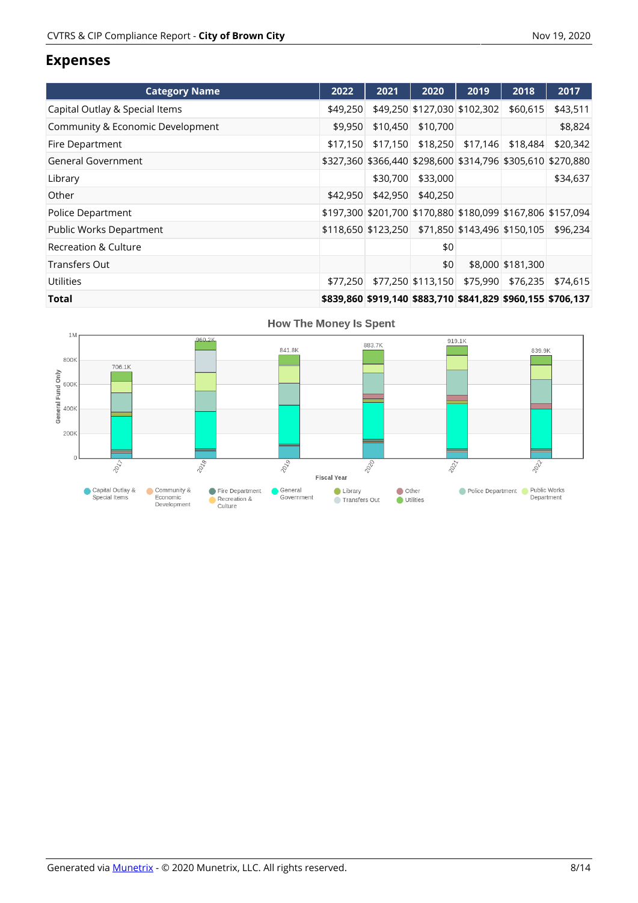## Expenses

| Category Name | 2022 | 2021 | 2020 | 2019 | 2018 | 2017 |
|---|---|---|---|---|---|---|
| Capital Outlay & Special Items | $49,250 | $49,250 | $127,030 | $102,302 | $60,615 | $43,511 |
| Community & Economic Development | $9,950 | $10,450 | $10,700 | | | $8,824 |
| Fire Department | $17,150 | $17,150 | $18,250 | $17,146 | $18,484 | $20,342 |
| General Government | $327,360 | $366,440 | $298,600 | $314,796 | $305,610 | $270,880 |
| Library | | $30,700 | $33,000 | | | $34,637 |
| Other | $42,950 | $42,950 | $40,250 | | | |
| Police Department | $197,300 | $201,700 | $170,880 | $180,099 | $167,806 | $157,094 |
| Public Works Department | $118,650 | $123,250 | $71,850 | $143,496 | $150,105 | $96,234 |
| Recreation & Culture | | | $0 | | | |
| Transfers Out | | | $0 | $8,000 | $181,300 | |
| Utilities | $77,250 | $77,250 | $113,150 | $75,990 | $76,235 | $74,615 |
| **Total** | **$839,860** | **$919,140** | **$883,710** | **$841,829** | **$960,155** | **$706,137** |

**How The Money Is Spent**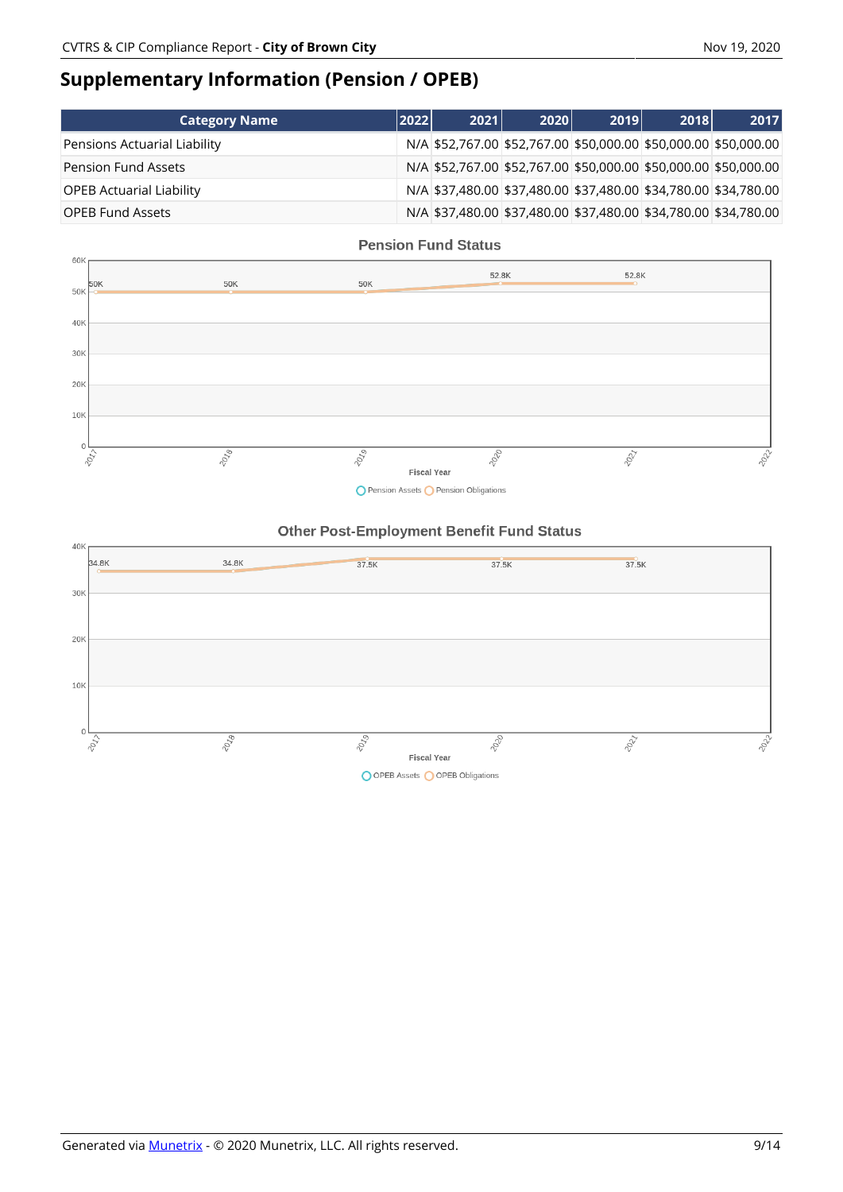## Supplementary Information (Pension / OPEB)

| Category Name | 2022 | 2021 | 2020 | 2019 | 2018 | 2017 |
|---|---|---|---|---|---|---|
| Pensions Actuarial Liability | N/A | $52,767.00 | $52,767.00 | $50,000.00 | $50,000.00 | $50,000.00 |
| Pension Fund Assets | N/A | $52,767.00 | $52,767.00 | $50,000.00 | $50,000.00 | $50,000.00 |
| OPEB Actuarial Liability | N/A | $37,480.00 | $37,480.00 | $37,480.00 | $34,780.00 | $34,780.00 |
| OPEB Fund Assets | N/A | $37,480.00 | $37,480.00 | $37,480.00 | $34,780.00 | $34,780.00 |

**Pension Fund Status**

| Fiscal Year | 2017 | 2018 | 2019 | 2020 | 2021 | 2022 |
|---|---|---|---|---|---|---|
| Pension Obligations | 50K | 50K | 50K | 52.8K | 52.8K | |

Legend: Pension Assets, Pension Obligations

**Other Post-Employment Benefit Fund Status**

| Fiscal Year | 2017 | 2018 | 2019 | 2020 | 2021 | 2022 |
|---|---|---|---|---|---|---|
| OPEB Obligations | 34.8K | 34.8K | 37.5K | 37.5K | 37.5K | |

Legend: OPEB Assets, OPEB Obligations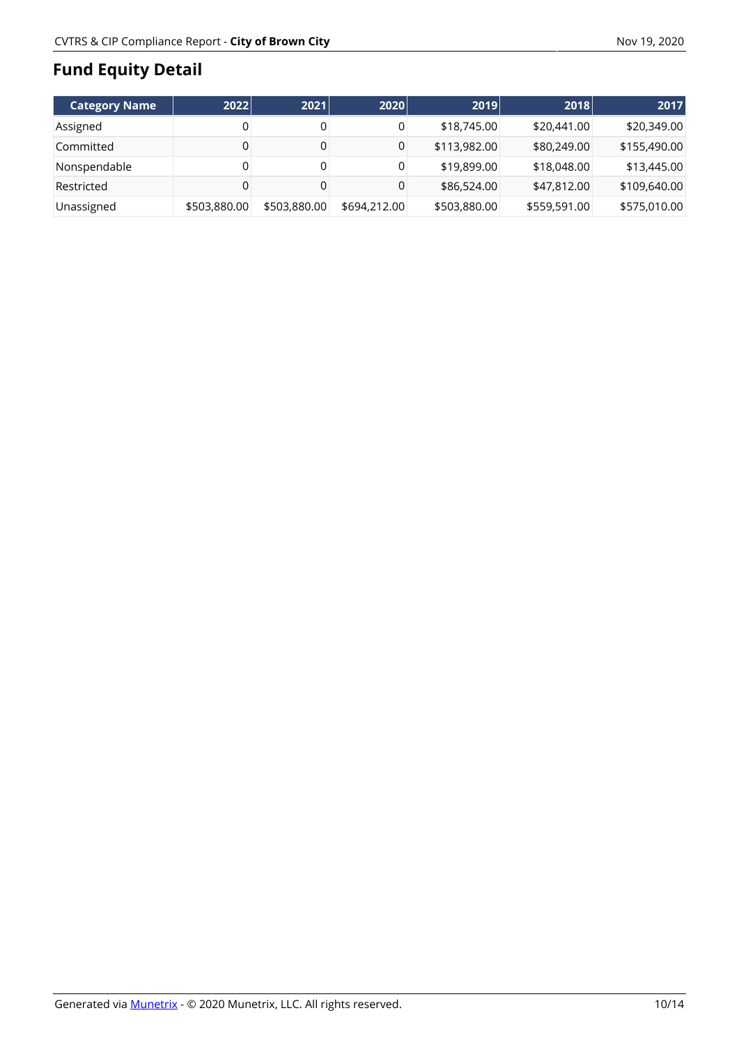## Fund Equity Detail

| Category Name | 2022 | 2021 | 2020 | 2019 | 2018 | 2017 |
|---|---|---|---|---|---|---|
| Assigned | 0 | 0 | 0 | $18,745.00 | $20,441.00 | $20,349.00 |
| Committed | 0 | 0 | 0 | $113,982.00 | $80,249.00 | $155,490.00 |
| Nonspendable | 0 | 0 | 0 | $19,899.00 | $18,048.00 | $13,445.00 |
| Restricted | 0 | 0 | 0 | $86,524.00 | $47,812.00 | $109,640.00 |
| Unassigned | $503,880.00 | $503,880.00 | $694,212.00 | $503,880.00 | $559,591.00 | $575,010.00 |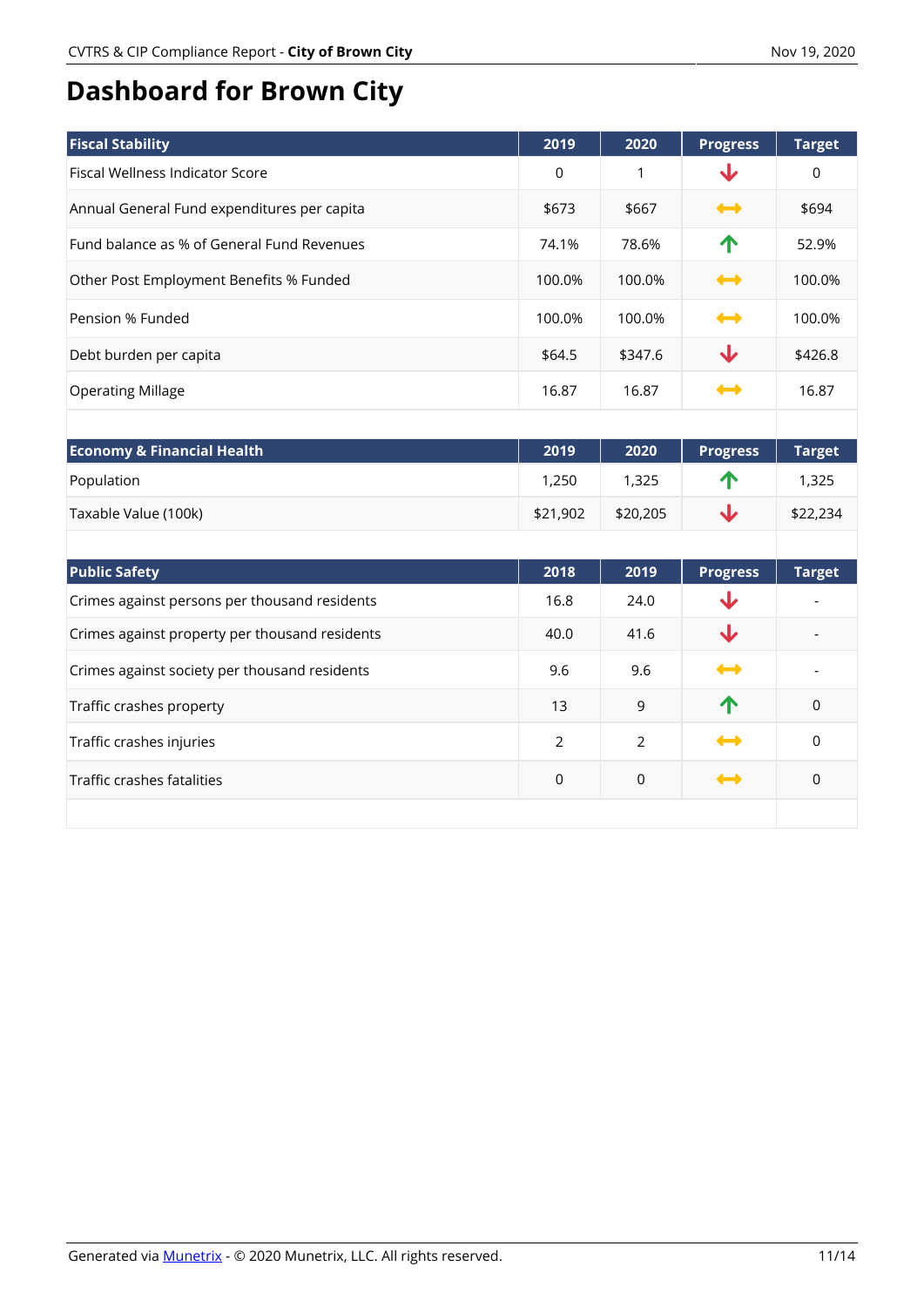# Dashboard for Brown City

| Fiscal Stability | 2019 | 2020 | Progress | Target |
|---|---|---|---|---|
| Fiscal Wellness Indicator Score | 0 | 1 | ↓ | 0 |
| Annual General Fund expenditures per capita | $673 | $667 | ↔ | $694 |
| Fund balance as % of General Fund Revenues | 74.1% | 78.6% | ↑ | 52.9% |
| Other Post Employment Benefits % Funded | 100.0% | 100.0% | ↔ | 100.0% |
| Pension % Funded | 100.0% | 100.0% | ↔ | 100.0% |
| Debt burden per capita | $64.5 | $347.6 | ↓ | $426.8 |
| Operating Millage | 16.87 | 16.87 | ↔ | 16.87 |

| Economy & Financial Health | 2019 | 2020 | Progress | Target |
|---|---|---|---|---|
| Population | 1,250 | 1,325 | ↑ | 1,325 |
| Taxable Value (100k) | $21,902 | $20,205 | ↓ | $22,234 |

| Public Safety | 2018 | 2019 | Progress | Target |
|---|---|---|---|---|
| Crimes against persons per thousand residents | 16.8 | 24.0 | ↓ | - |
| Crimes against property per thousand residents | 40.0 | 41.6 | ↓ | - |
| Crimes against society per thousand residents | 9.6 | 9.6 | ↔ | - |
| Traffic crashes property | 13 | 9 | ↑ | 0 |
| Traffic crashes injuries | 2 | 2 | ↔ | 0 |
| Traffic crashes fatalities | 0 | 0 | ↔ | 0 |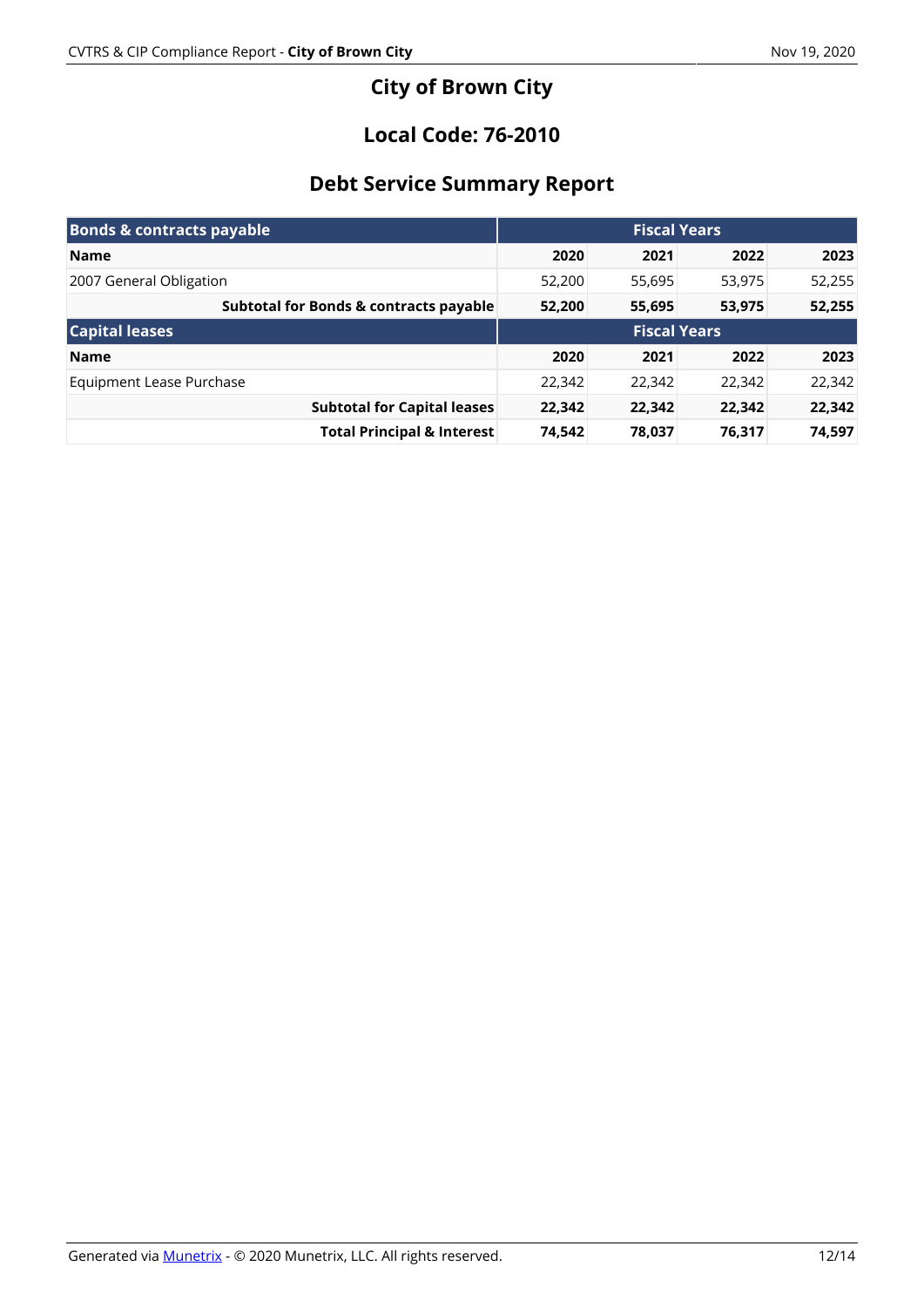# City of Brown City

## Local Code: 76-2010

## Debt Service Summary Report

| Bonds & contracts payable | Fiscal Years | | | |
|---|---|---|---|---|
| **Name** | **2020** | **2021** | **2022** | **2023** |
| 2007 General Obligation | 52,200 | 55,695 | 53,975 | 52,255 |
| **Subtotal for Bonds & contracts payable** | **52,200** | **55,695** | **53,975** | **52,255** |
| **Capital leases** | **Fiscal Years** | | | |
| **Name** | **2020** | **2021** | **2022** | **2023** |
| Equipment Lease Purchase | 22,342 | 22,342 | 22,342 | 22,342 |
| **Subtotal for Capital leases** | **22,342** | **22,342** | **22,342** | **22,342** |
| **Total Principal & Interest** | **74,542** | **78,037** | **76,317** | **74,597** |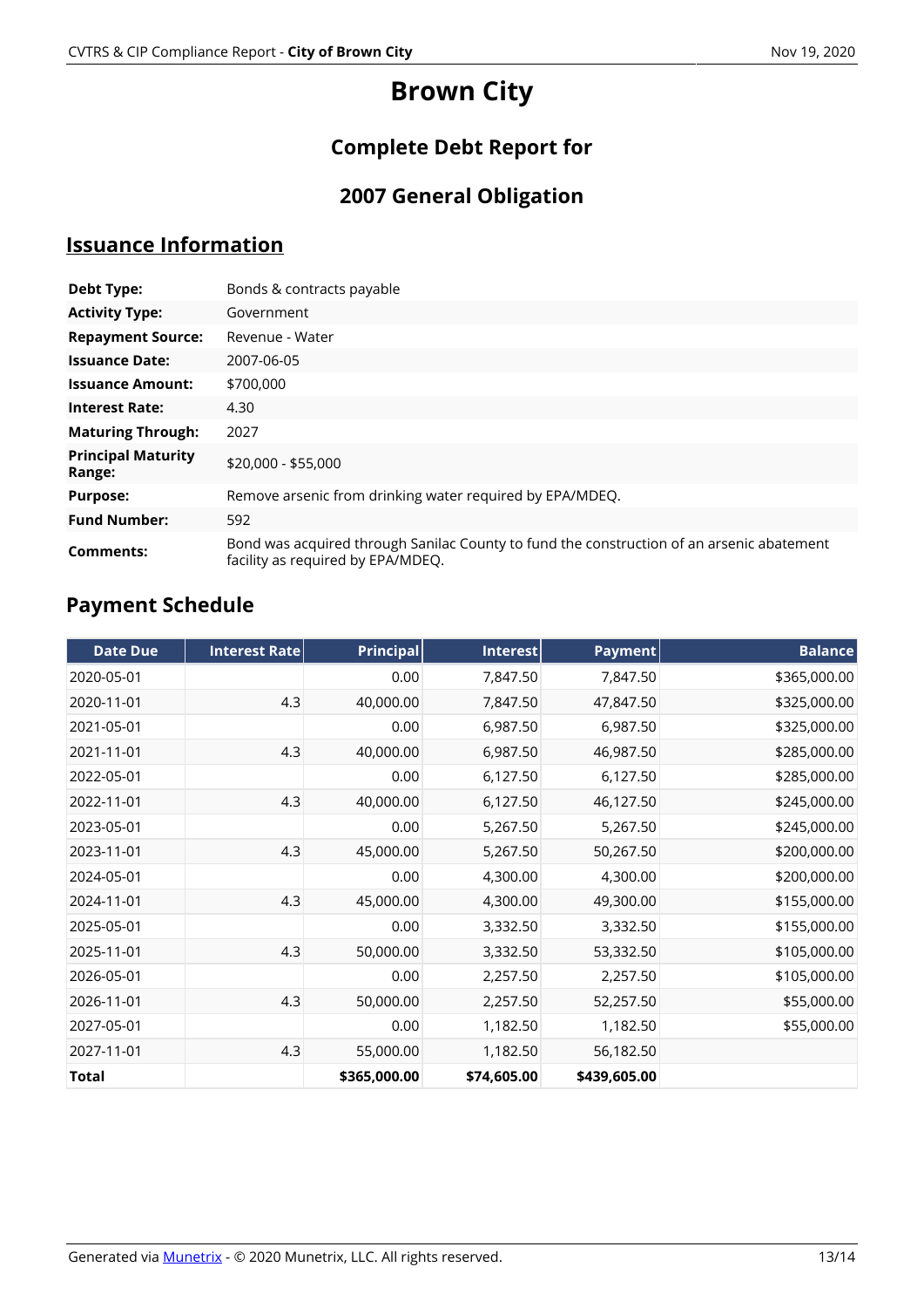# Brown City

## Complete Debt Report for

## 2007 General Obligation

## Issuance Information

| | |
|---|---|
| **Debt Type:** | Bonds & contracts payable |
| **Activity Type:** | Government |
| **Repayment Source:** | Revenue - Water |
| **Issuance Date:** | 2007-06-05 |
| **Issuance Amount:** | $700,000 |
| **Interest Rate:** | 4.30 |
| **Maturing Through:** | 2027 |
| **Principal Maturity Range:** | $20,000 - $55,000 |
| **Purpose:** | Remove arsenic from drinking water required by EPA/MDEQ. |
| **Fund Number:** | 592 |
| **Comments:** | Bond was acquired through Sanilac County to fund the construction of an arsenic abatement facility as required by EPA/MDEQ. |

## Payment Schedule

| Date Due | Interest Rate | Principal | Interest | Payment | Balance |
|---|---|---|---|---|---|
| 2020-05-01 | | 0.00 | 7,847.50 | 7,847.50 | $365,000.00 |
| 2020-11-01 | 4.3 | 40,000.00 | 7,847.50 | 47,847.50 | $325,000.00 |
| 2021-05-01 | | 0.00 | 6,987.50 | 6,987.50 | $325,000.00 |
| 2021-11-01 | 4.3 | 40,000.00 | 6,987.50 | 46,987.50 | $285,000.00 |
| 2022-05-01 | | 0.00 | 6,127.50 | 6,127.50 | $285,000.00 |
| 2022-11-01 | 4.3 | 40,000.00 | 6,127.50 | 46,127.50 | $245,000.00 |
| 2023-05-01 | | 0.00 | 5,267.50 | 5,267.50 | $245,000.00 |
| 2023-11-01 | 4.3 | 45,000.00 | 5,267.50 | 50,267.50 | $200,000.00 |
| 2024-05-01 | | 0.00 | 4,300.00 | 4,300.00 | $200,000.00 |
| 2024-11-01 | 4.3 | 45,000.00 | 4,300.00 | 49,300.00 | $155,000.00 |
| 2025-05-01 | | 0.00 | 3,332.50 | 3,332.50 | $155,000.00 |
| 2025-11-01 | 4.3 | 50,000.00 | 3,332.50 | 53,332.50 | $105,000.00 |
| 2026-05-01 | | 0.00 | 2,257.50 | 2,257.50 | $105,000.00 |
| 2026-11-01 | 4.3 | 50,000.00 | 2,257.50 | 52,257.50 | $55,000.00 |
| 2027-05-01 | | 0.00 | 1,182.50 | 1,182.50 | $55,000.00 |
| 2027-11-01 | 4.3 | 55,000.00 | 1,182.50 | 56,182.50 | |
| **Total** | | **$365,000.00** | **$74,605.00** | **$439,605.00** | |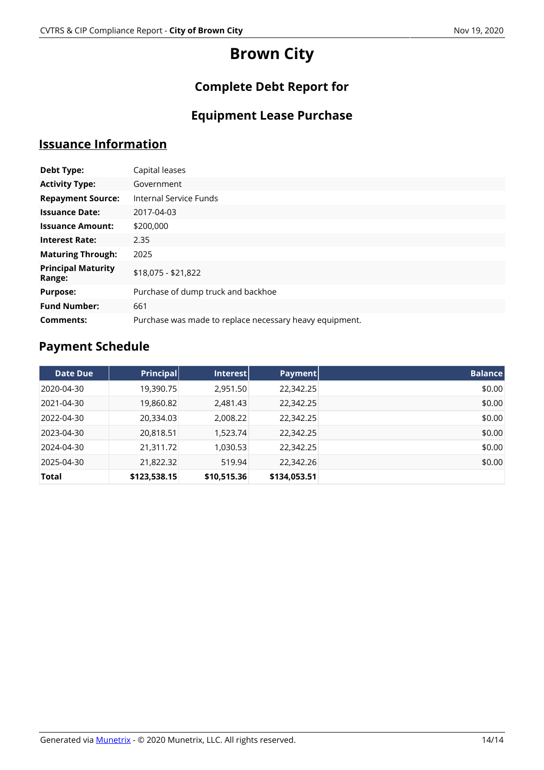# Brown City

## Complete Debt Report for

## Equipment Lease Purchase

## Issuance Information

| | |
|---|---|
| **Debt Type:** | Capital leases |
| **Activity Type:** | Government |
| **Repayment Source:** | Internal Service Funds |
| **Issuance Date:** | 2017-04-03 |
| **Issuance Amount:** | $200,000 |
| **Interest Rate:** | 2.35 |
| **Maturing Through:** | 2025 |
| **Principal Maturity Range:** | $18,075 - $21,822 |
| **Purpose:** | Purchase of dump truck and backhoe |
| **Fund Number:** | 661 |
| **Comments:** | Purchase was made to replace necessary heavy equipment. |

## Payment Schedule

| Date Due | Principal | Interest | Payment | Balance |
|---|---|---|---|---|
| 2020-04-30 | 19,390.75 | 2,951.50 | 22,342.25 | $0.00 |
| 2021-04-30 | 19,860.82 | 2,481.43 | 22,342.25 | $0.00 |
| 2022-04-30 | 20,334.03 | 2,008.22 | 22,342.25 | $0.00 |
| 2023-04-30 | 20,818.51 | 1,523.74 | 22,342.25 | $0.00 |
| 2024-04-30 | 21,311.72 | 1,030.53 | 22,342.25 | $0.00 |
| 2025-04-30 | 21,822.32 | 519.94 | 22,342.26 | $0.00 |
| **Total** | **$123,538.15** | **$10,515.36** | **$134,053.51** | |